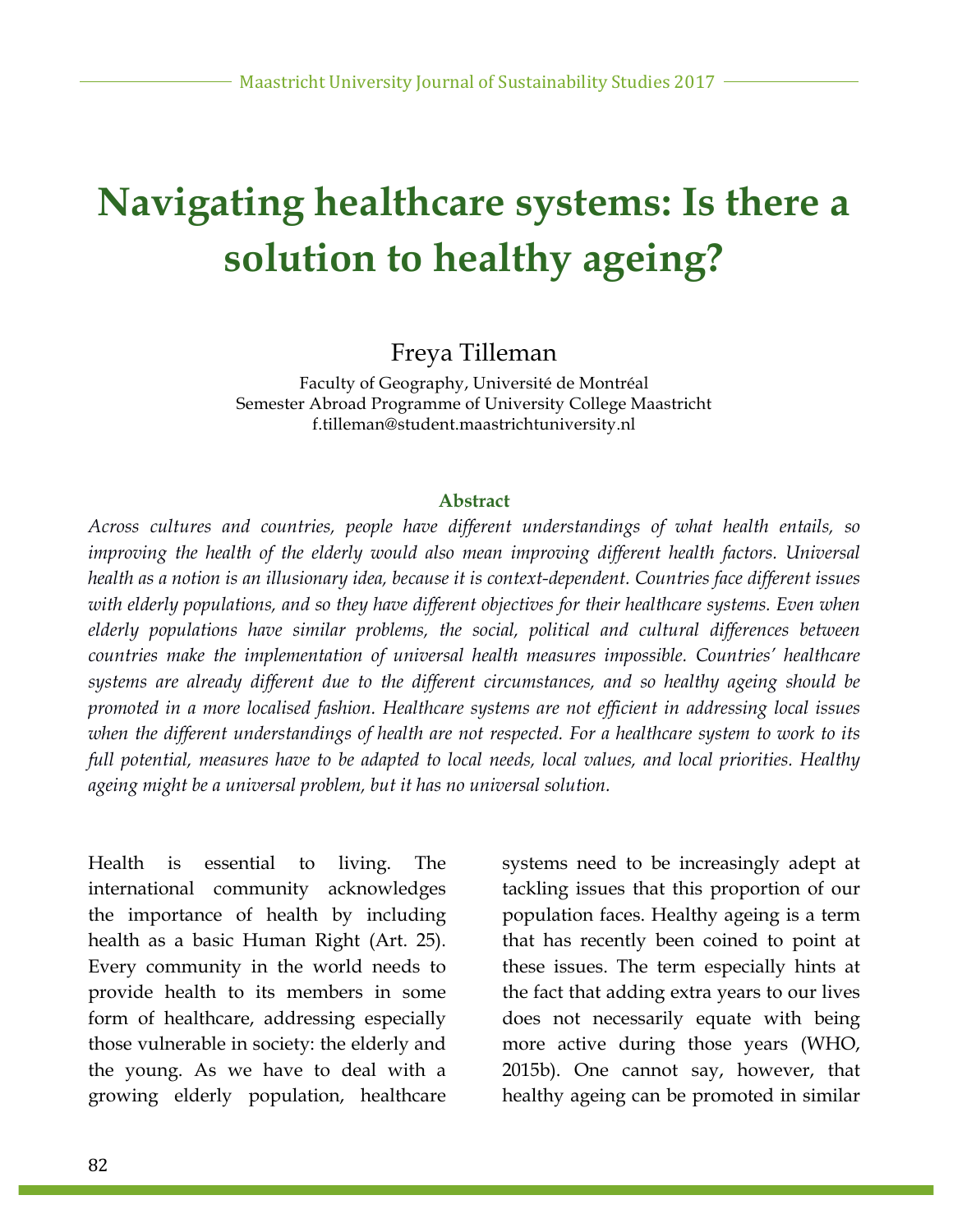# Navigating healthcare systems: Is there a solution to healthy ageing?

Freya Tilleman

Faculty of Geography, Université de Montréal
Semester Abroad Programme of University College Maastricht
f.tilleman@student.maastrichtuniversity.nl

### Abstract

*Across cultures and countries, people have different understandings of what health entails, so improving the health of the elderly would also mean improving different health factors. Universal health as a notion is an illusionary idea, because it is context-dependent. Countries face different issues with elderly populations, and so they have different objectives for their healthcare systems. Even when elderly populations have similar problems, the social, political and cultural differences between countries make the implementation of universal health measures impossible. Countries' healthcare systems are already different due to the different circumstances, and so healthy ageing should be promoted in a more localised fashion. Healthcare systems are not efficient in addressing local issues when the different understandings of health are not respected. For a healthcare system to work to its full potential, measures have to be adapted to local needs, local values, and local priorities. Healthy ageing might be a universal problem, but it has no universal solution.*

Health is essential to living. The international community acknowledges the importance of health by including health as a basic Human Right (Art. 25). Every community in the world needs to provide health to its members in some form of healthcare, addressing especially those vulnerable in society: the elderly and the young. As we have to deal with a growing elderly population, healthcare systems need to be increasingly adept at tackling issues that this proportion of our population faces. Healthy ageing is a term that has recently been coined to point at these issues. The term especially hints at the fact that adding extra years to our lives does not necessarily equate with being more active during those years (WHO, 2015b). One cannot say, however, that healthy ageing can be promoted in similar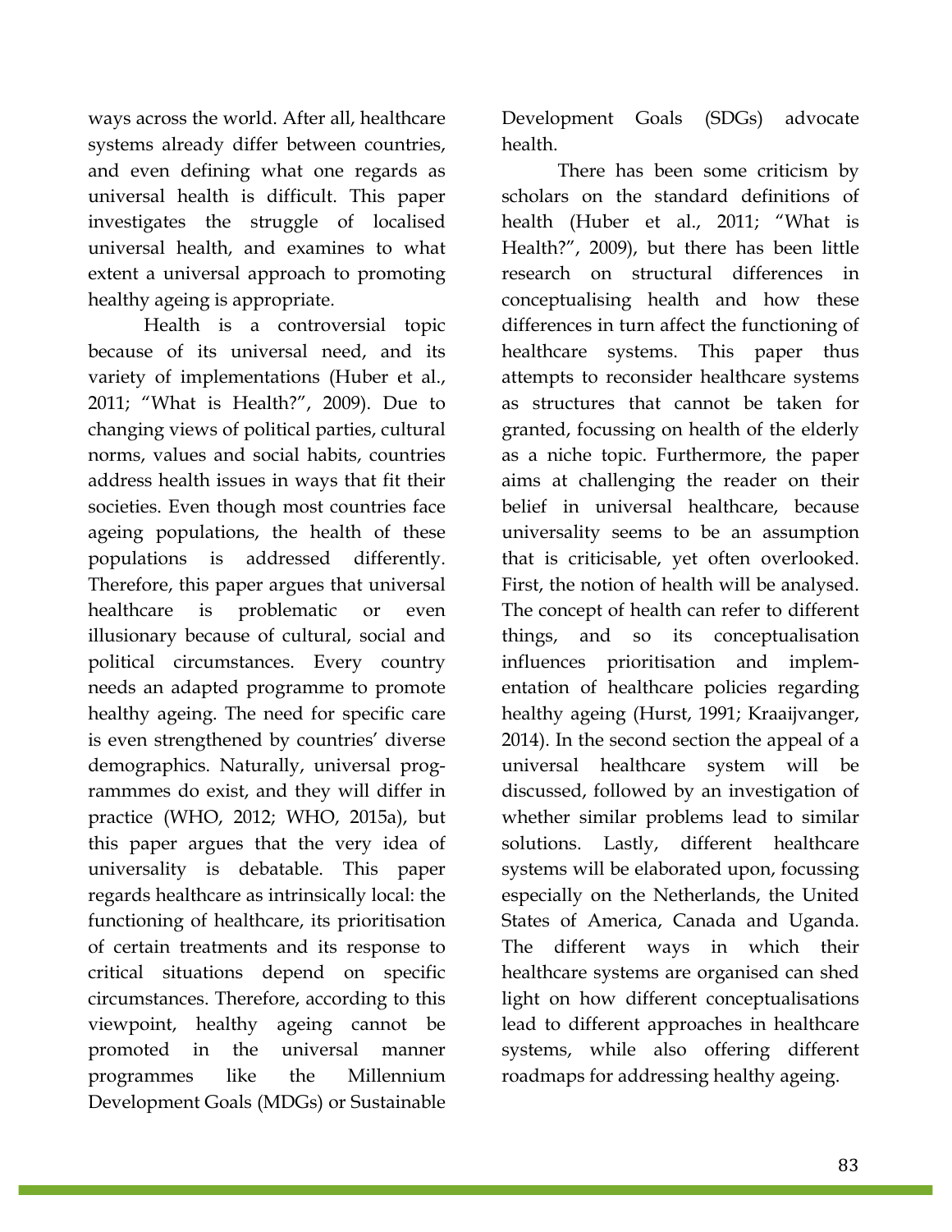ways across the world. After all, healthcare systems already differ between countries, and even defining what one regards as universal health is difficult. This paper investigates the struggle of localised universal health, and examines to what extent a universal approach to promoting healthy ageing is appropriate.

Health is a controversial topic because of its universal need, and its variety of implementations (Huber et al., 2011; "What is Health?", 2009). Due to changing views of political parties, cultural norms, values and social habits, countries address health issues in ways that fit their societies. Even though most countries face ageing populations, the health of these populations is addressed differently. Therefore, this paper argues that universal healthcare is problematic or even illusionary because of cultural, social and political circumstances. Every country needs an adapted programme to promote healthy ageing. The need for specific care is even strengthened by countries' diverse demographics. Naturally, universal programmmes do exist, and they will differ in practice (WHO, 2012; WHO, 2015a), but this paper argues that the very idea of universality is debatable. This paper regards healthcare as intrinsically local: the functioning of healthcare, its prioritisation of certain treatments and its response to critical situations depend on specific circumstances. Therefore, according to this viewpoint, healthy ageing cannot be promoted in the universal manner programmes like the Millennium Development Goals (MDGs) or Sustainable Development Goals (SDGs) advocate health.

There has been some criticism by scholars on the standard definitions of health (Huber et al., 2011; "What is Health?", 2009), but there has been little research on structural differences in conceptualising health and how these differences in turn affect the functioning of healthcare systems. This paper thus attempts to reconsider healthcare systems as structures that cannot be taken for granted, focussing on health of the elderly as a niche topic. Furthermore, the paper aims at challenging the reader on their belief in universal healthcare, because universality seems to be an assumption that is criticisable, yet often overlooked. First, the notion of health will be analysed. The concept of health can refer to different things, and so its conceptualisation influences prioritisation and implementation of healthcare policies regarding healthy ageing (Hurst, 1991; Kraaijvanger, 2014). In the second section the appeal of a universal healthcare system will be discussed, followed by an investigation of whether similar problems lead to similar solutions. Lastly, different healthcare systems will be elaborated upon, focussing especially on the Netherlands, the United States of America, Canada and Uganda. The different ways in which their healthcare systems are organised can shed light on how different conceptualisations lead to different approaches in healthcare systems, while also offering different roadmaps for addressing healthy ageing.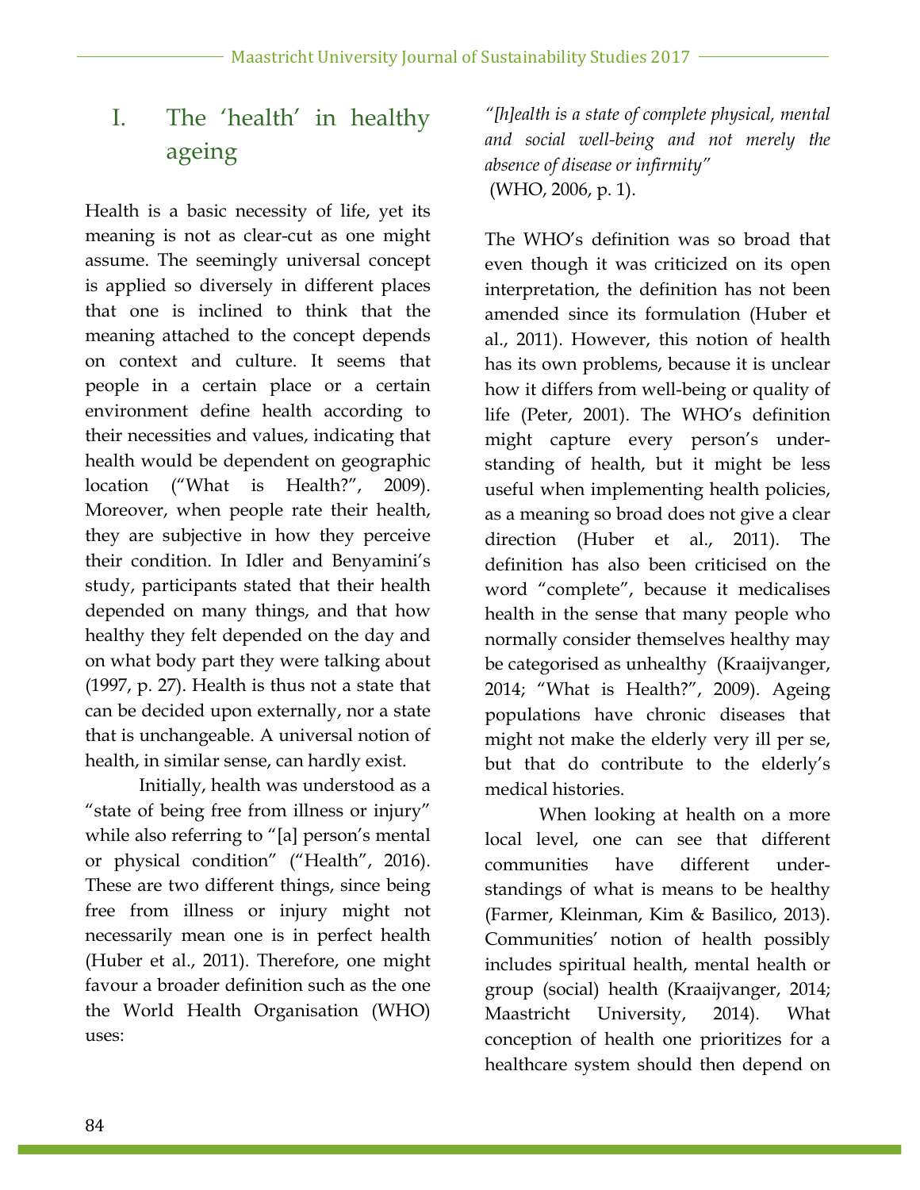# I. The 'health' in healthy ageing

Health is a basic necessity of life, yet its meaning is not as clear-cut as one might assume. The seemingly universal concept is applied so diversely in different places that one is inclined to think that the meaning attached to the concept depends on context and culture. It seems that people in a certain place or a certain environment define health according to their necessities and values, indicating that health would be dependent on geographic location ("What is Health?", 2009). Moreover, when people rate their health, they are subjective in how they perceive their condition. In Idler and Benyamini's study, participants stated that their health depended on many things, and that how healthy they felt depended on the day and on what body part they were talking about (1997, p. 27). Health is thus not a state that can be decided upon externally, nor a state that is unchangeable. A universal notion of health, in similar sense, can hardly exist.

Initially, health was understood as a "state of being free from illness or injury" while also referring to "[a] person's mental or physical condition" ("Health", 2016). These are two different things, since being free from illness or injury might not necessarily mean one is in perfect health (Huber et al., 2011). Therefore, one might favour a broader definition such as the one the World Health Organisation (WHO) uses:

> *"[h]ealth is a state of complete physical, mental and social well-being and not merely the absence of disease or infirmity"*
> (WHO, 2006, p. 1).

The WHO's definition was so broad that even though it was criticized on its open interpretation, the definition has not been amended since its formulation (Huber et al., 2011). However, this notion of health has its own problems, because it is unclear how it differs from well-being or quality of life (Peter, 2001). The WHO's definition might capture every person's understanding of health, but it might be less useful when implementing health policies, as a meaning so broad does not give a clear direction (Huber et al., 2011). The definition has also been criticised on the word "complete", because it medicalises health in the sense that many people who normally consider themselves healthy may be categorised as unhealthy (Kraaijvanger, 2014; "What is Health?", 2009). Ageing populations have chronic diseases that might not make the elderly very ill per se, but that do contribute to the elderly's medical histories.

When looking at health on a more local level, one can see that different communities have different understandings of what is means to be healthy (Farmer, Kleinman, Kim & Basilico, 2013). Communities' notion of health possibly includes spiritual health, mental health or group (social) health (Kraaijvanger, 2014; Maastricht University, 2014). What conception of health one prioritizes for a healthcare system should then depend on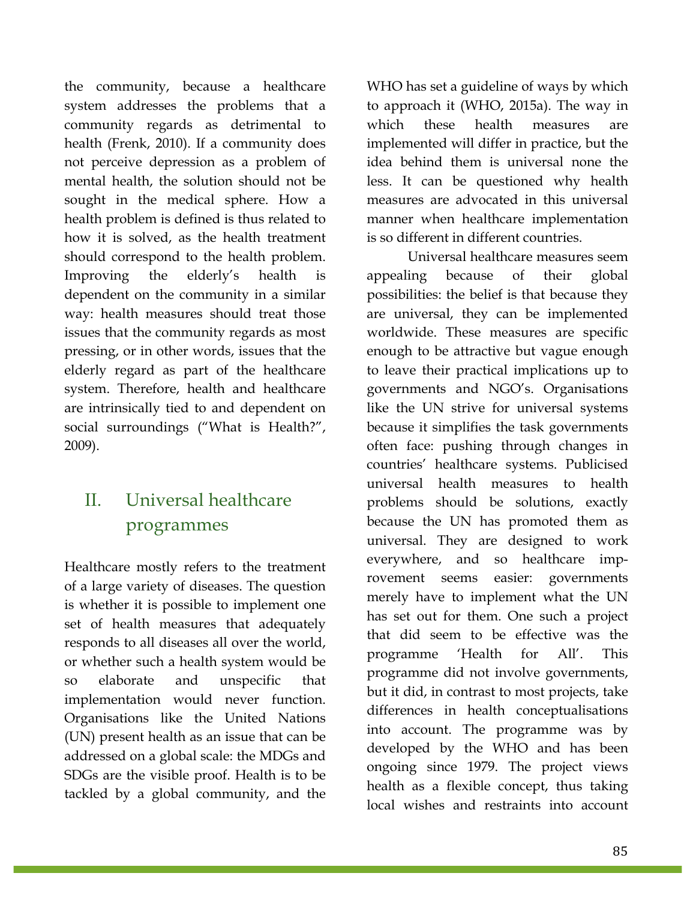the community, because a healthcare system addresses the problems that a community regards as detrimental to health (Frenk, 2010). If a community does not perceive depression as a problem of mental health, the solution should not be sought in the medical sphere. How a health problem is defined is thus related to how it is solved, as the health treatment should correspond to the health problem. Improving the elderly's health is dependent on the community in a similar way: health measures should treat those issues that the community regards as most pressing, or in other words, issues that the elderly regard as part of the healthcare system. Therefore, health and healthcare are intrinsically tied to and dependent on social surroundings ("What is Health?", 2009).

## II. Universal healthcare programmes

Healthcare mostly refers to the treatment of a large variety of diseases. The question is whether it is possible to implement one set of health measures that adequately responds to all diseases all over the world, or whether such a health system would be so elaborate and unspecific that implementation would never function. Organisations like the United Nations (UN) present health as an issue that can be addressed on a global scale: the MDGs and SDGs are the visible proof. Health is to be tackled by a global community, and the WHO has set a guideline of ways by which to approach it (WHO, 2015a). The way in which these health measures are implemented will differ in practice, but the idea behind them is universal none the less. It can be questioned why health measures are advocated in this universal manner when healthcare implementation is so different in different countries.

Universal healthcare measures seem appealing because of their global possibilities: the belief is that because they are universal, they can be implemented worldwide. These measures are specific enough to be attractive but vague enough to leave their practical implications up to governments and NGO's. Organisations like the UN strive for universal systems because it simplifies the task governments often face: pushing through changes in countries' healthcare systems. Publicised universal health measures to health problems should be solutions, exactly because the UN has promoted them as universal. They are designed to work everywhere, and so healthcare improvement seems easier: governments merely have to implement what the UN has set out for them. One such a project that did seem to be effective was the programme 'Health for All'. This programme did not involve governments, but it did, in contrast to most projects, take differences in health conceptualisations into account. The programme was by developed by the WHO and has been ongoing since 1979. The project views health as a flexible concept, thus taking local wishes and restraints into account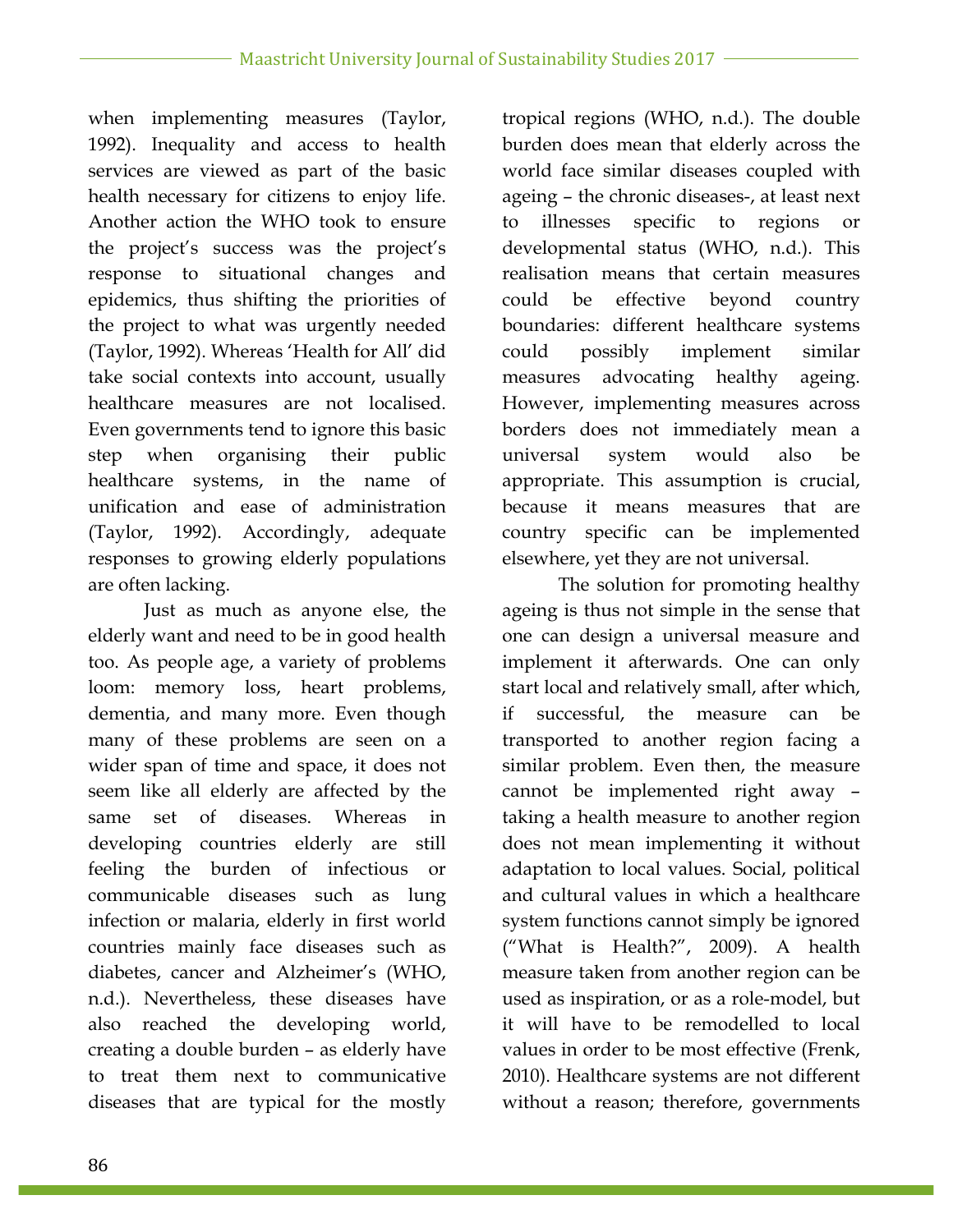when implementing measures (Taylor, 1992). Inequality and access to health services are viewed as part of the basic health necessary for citizens to enjoy life. Another action the WHO took to ensure the project's success was the project's response to situational changes and epidemics, thus shifting the priorities of the project to what was urgently needed (Taylor, 1992). Whereas 'Health for All' did take social contexts into account, usually healthcare measures are not localised. Even governments tend to ignore this basic step when organising their public healthcare systems, in the name of unification and ease of administration (Taylor, 1992). Accordingly, adequate responses to growing elderly populations are often lacking.

Just as much as anyone else, the elderly want and need to be in good health too. As people age, a variety of problems loom: memory loss, heart problems, dementia, and many more. Even though many of these problems are seen on a wider span of time and space, it does not seem like all elderly are affected by the same set of diseases. Whereas in developing countries elderly are still feeling the burden of infectious or communicable diseases such as lung infection or malaria, elderly in first world countries mainly face diseases such as diabetes, cancer and Alzheimer's (WHO, n.d.). Nevertheless, these diseases have also reached the developing world, creating a double burden – as elderly have to treat them next to communicative diseases that are typical for the mostly tropical regions (WHO, n.d.). The double burden does mean that elderly across the world face similar diseases coupled with ageing – the chronic diseases-, at least next to illnesses specific to regions or developmental status (WHO, n.d.). This realisation means that certain measures could be effective beyond country boundaries: different healthcare systems could possibly implement similar measures advocating healthy ageing. However, implementing measures across borders does not immediately mean a universal system would also be appropriate. This assumption is crucial, because it means measures that are country specific can be implemented elsewhere, yet they are not universal.

The solution for promoting healthy ageing is thus not simple in the sense that one can design a universal measure and implement it afterwards. One can only start local and relatively small, after which, if successful, the measure can be transported to another region facing a similar problem. Even then, the measure cannot be implemented right away – taking a health measure to another region does not mean implementing it without adaptation to local values. Social, political and cultural values in which a healthcare system functions cannot simply be ignored ("What is Health?", 2009). A health measure taken from another region can be used as inspiration, or as a role-model, but it will have to be remodelled to local values in order to be most effective (Frenk, 2010). Healthcare systems are not different without a reason; therefore, governments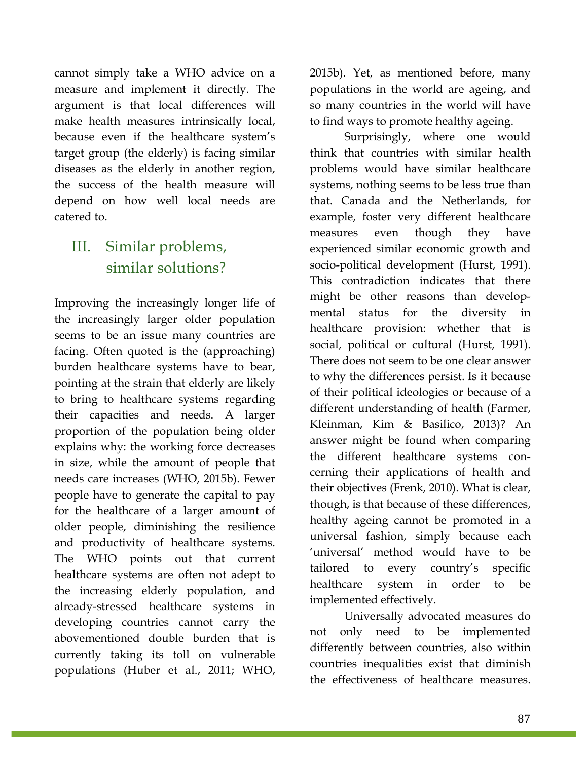cannot simply take a WHO advice on a measure and implement it directly. The argument is that local differences will make health measures intrinsically local, because even if the healthcare system's target group (the elderly) is facing similar diseases as the elderly in another region, the success of the health measure will depend on how well local needs are catered to.

## III. Similar problems, similar solutions?

Improving the increasingly longer life of the increasingly larger older population seems to be an issue many countries are facing. Often quoted is the (approaching) burden healthcare systems have to bear, pointing at the strain that elderly are likely to bring to healthcare systems regarding their capacities and needs. A larger proportion of the population being older explains why: the working force decreases in size, while the amount of people that needs care increases (WHO, 2015b). Fewer people have to generate the capital to pay for the healthcare of a larger amount of older people, diminishing the resilience and productivity of healthcare systems. The WHO points out that current healthcare systems are often not adept to the increasing elderly population, and already-stressed healthcare systems in developing countries cannot carry the abovementioned double burden that is currently taking its toll on vulnerable populations (Huber et al., 2011; WHO, 2015b). Yet, as mentioned before, many populations in the world are ageing, and so many countries in the world will have to find ways to promote healthy ageing.

Surprisingly, where one would think that countries with similar health problems would have similar healthcare systems, nothing seems to be less true than that. Canada and the Netherlands, for example, foster very different healthcare measures even though they have experienced similar economic growth and socio-political development (Hurst, 1991). This contradiction indicates that there might be other reasons than developmental status for the diversity in healthcare provision: whether that is social, political or cultural (Hurst, 1991). There does not seem to be one clear answer to why the differences persist. Is it because of their political ideologies or because of a different understanding of health (Farmer, Kleinman, Kim & Basilico, 2013)? An answer might be found when comparing the different healthcare systems concerning their applications of health and their objectives (Frenk, 2010). What is clear, though, is that because of these differences, healthy ageing cannot be promoted in a universal fashion, simply because each 'universal' method would have to be tailored to every country's specific healthcare system in order to be implemented effectively.

Universally advocated measures do not only need to be implemented differently between countries, also within countries inequalities exist that diminish the effectiveness of healthcare measures.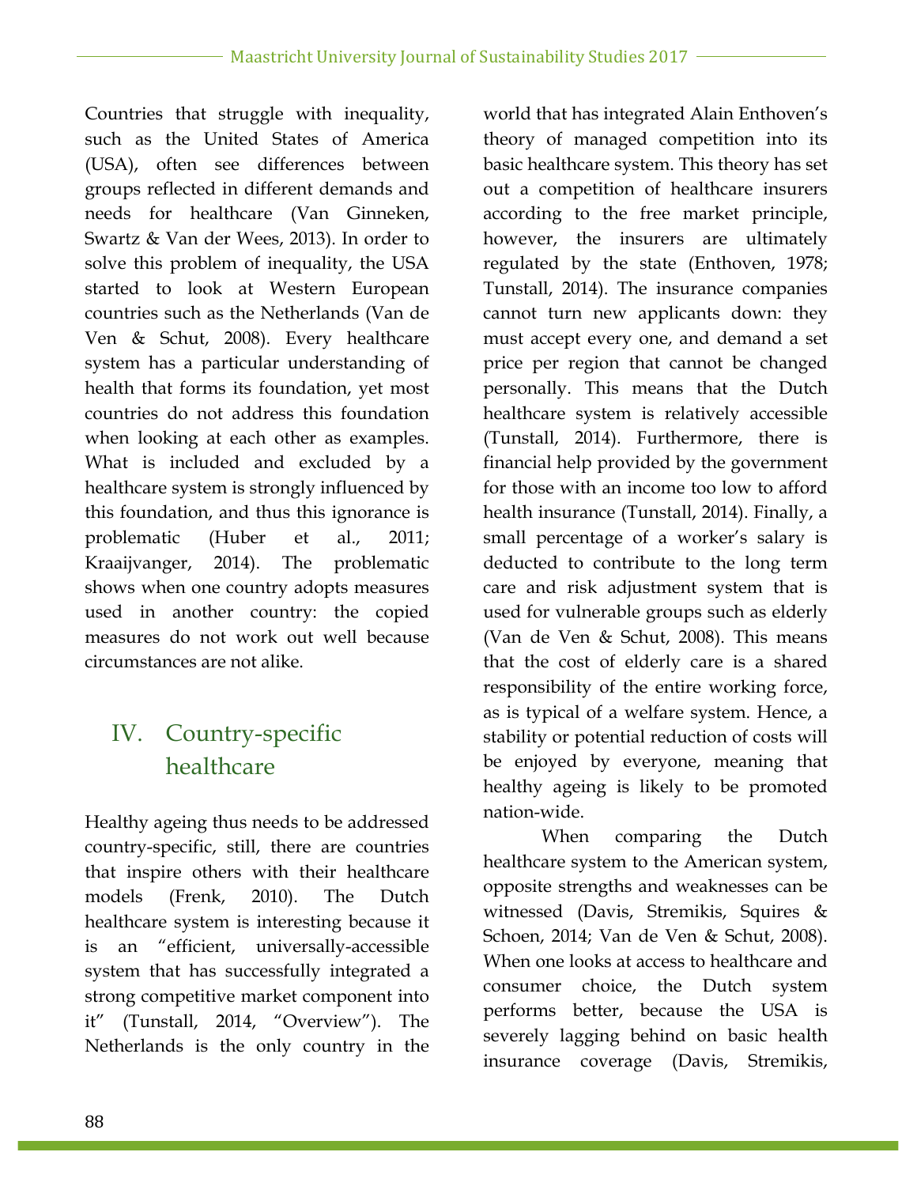Countries that struggle with inequality, such as the United States of America (USA), often see differences between groups reflected in different demands and needs for healthcare (Van Ginneken, Swartz & Van der Wees, 2013). In order to solve this problem of inequality, the USA started to look at Western European countries such as the Netherlands (Van de Ven & Schut, 2008). Every healthcare system has a particular understanding of health that forms its foundation, yet most countries do not address this foundation when looking at each other as examples. What is included and excluded by a healthcare system is strongly influenced by this foundation, and thus this ignorance is problematic (Huber et al., 2011; Kraaijvanger, 2014). The problematic shows when one country adopts measures used in another country: the copied measures do not work out well because circumstances are not alike.

## IV. Country-specific healthcare

Healthy ageing thus needs to be addressed country-specific, still, there are countries that inspire others with their healthcare models (Frenk, 2010). The Dutch healthcare system is interesting because it is an "efficient, universally-accessible system that has successfully integrated a strong competitive market component into it" (Tunstall, 2014, "Overview"). The Netherlands is the only country in the world that has integrated Alain Enthoven's theory of managed competition into its basic healthcare system. This theory has set out a competition of healthcare insurers according to the free market principle, however, the insurers are ultimately regulated by the state (Enthoven, 1978; Tunstall, 2014). The insurance companies cannot turn new applicants down: they must accept every one, and demand a set price per region that cannot be changed personally. This means that the Dutch healthcare system is relatively accessible (Tunstall, 2014). Furthermore, there is financial help provided by the government for those with an income too low to afford health insurance (Tunstall, 2014). Finally, a small percentage of a worker's salary is deducted to contribute to the long term care and risk adjustment system that is used for vulnerable groups such as elderly (Van de Ven & Schut, 2008). This means that the cost of elderly care is a shared responsibility of the entire working force, as is typical of a welfare system. Hence, a stability or potential reduction of costs will be enjoyed by everyone, meaning that healthy ageing is likely to be promoted nation-wide.

When comparing the Dutch healthcare system to the American system, opposite strengths and weaknesses can be witnessed (Davis, Stremikis, Squires & Schoen, 2014; Van de Ven & Schut, 2008). When one looks at access to healthcare and consumer choice, the Dutch system performs better, because the USA is severely lagging behind on basic health insurance coverage (Davis, Stremikis,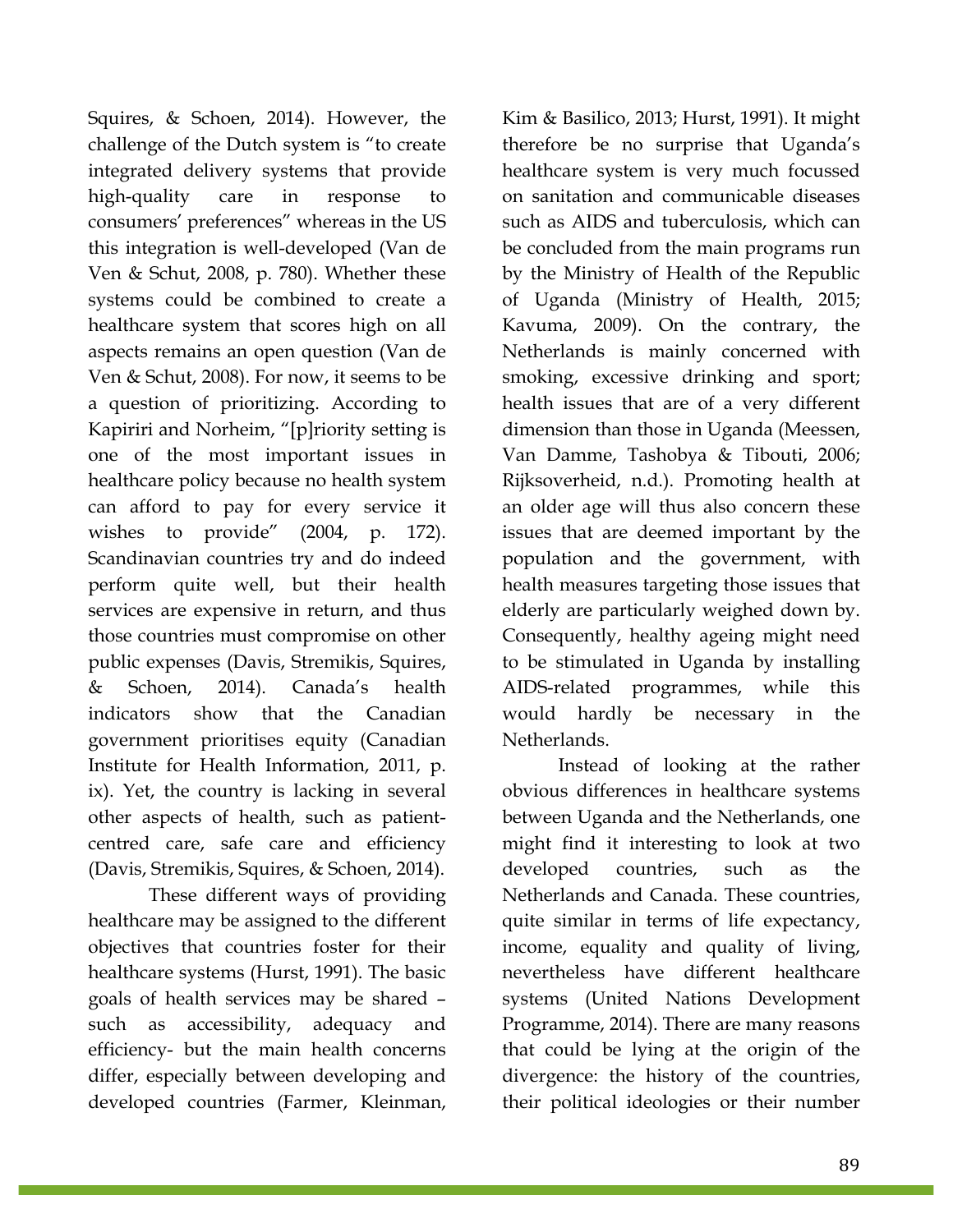Squires, & Schoen, 2014). However, the challenge of the Dutch system is "to create integrated delivery systems that provide high-quality care in response to consumers' preferences" whereas in the US this integration is well-developed (Van de Ven & Schut, 2008, p. 780). Whether these systems could be combined to create a healthcare system that scores high on all aspects remains an open question (Van de Ven & Schut, 2008). For now, it seems to be a question of prioritizing. According to Kapiriri and Norheim, "[p]riority setting is one of the most important issues in healthcare policy because no health system can afford to pay for every service it wishes to provide" (2004, p. 172). Scandinavian countries try and do indeed perform quite well, but their health services are expensive in return, and thus those countries must compromise on other public expenses (Davis, Stremikis, Squires, & Schoen, 2014). Canada's health indicators show that the Canadian government prioritises equity (Canadian Institute for Health Information, 2011, p. ix). Yet, the country is lacking in several other aspects of health, such as patient-centred care, safe care and efficiency (Davis, Stremikis, Squires, & Schoen, 2014).

These different ways of providing healthcare may be assigned to the different objectives that countries foster for their healthcare systems (Hurst, 1991). The basic goals of health services may be shared – such as accessibility, adequacy and efficiency- but the main health concerns differ, especially between developing and developed countries (Farmer, Kleinman, Kim & Basilico, 2013; Hurst, 1991). It might therefore be no surprise that Uganda's healthcare system is very much focussed on sanitation and communicable diseases such as AIDS and tuberculosis, which can be concluded from the main programs run by the Ministry of Health of the Republic of Uganda (Ministry of Health, 2015; Kavuma, 2009). On the contrary, the Netherlands is mainly concerned with smoking, excessive drinking and sport; health issues that are of a very different dimension than those in Uganda (Meessen, Van Damme, Tashobya & Tibouti, 2006; Rijksoverheid, n.d.). Promoting health at an older age will thus also concern these issues that are deemed important by the population and the government, with health measures targeting those issues that elderly are particularly weighed down by. Consequently, healthy ageing might need to be stimulated in Uganda by installing AIDS-related programmes, while this would hardly be necessary in the Netherlands.

Instead of looking at the rather obvious differences in healthcare systems between Uganda and the Netherlands, one might find it interesting to look at two developed countries, such as the Netherlands and Canada. These countries, quite similar in terms of life expectancy, income, equality and quality of living, nevertheless have different healthcare systems (United Nations Development Programme, 2014). There are many reasons that could be lying at the origin of the divergence: the history of the countries, their political ideologies or their number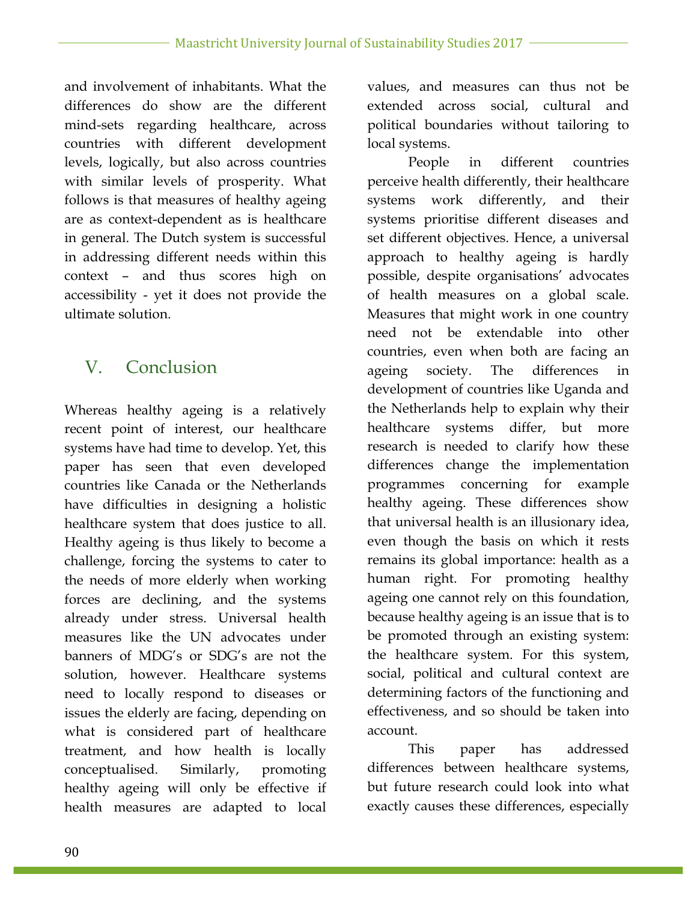and involvement of inhabitants. What the differences do show are the different mind-sets regarding healthcare, across countries with different development levels, logically, but also across countries with similar levels of prosperity. What follows is that measures of healthy ageing are as context-dependent as is healthcare in general. The Dutch system is successful in addressing different needs within this context – and thus scores high on accessibility - yet it does not provide the ultimate solution.

## V. Conclusion

Whereas healthy ageing is a relatively recent point of interest, our healthcare systems have had time to develop. Yet, this paper has seen that even developed countries like Canada or the Netherlands have difficulties in designing a holistic healthcare system that does justice to all. Healthy ageing is thus likely to become a challenge, forcing the systems to cater to the needs of more elderly when working forces are declining, and the systems already under stress. Universal health measures like the UN advocates under banners of MDG's or SDG's are not the solution, however. Healthcare systems need to locally respond to diseases or issues the elderly are facing, depending on what is considered part of healthcare treatment, and how health is locally conceptualised. Similarly, promoting healthy ageing will only be effective if health measures are adapted to local values, and measures can thus not be extended across social, cultural and political boundaries without tailoring to local systems.

People in different countries perceive health differently, their healthcare systems work differently, and their systems prioritise different diseases and set different objectives. Hence, a universal approach to healthy ageing is hardly possible, despite organisations' advocates of health measures on a global scale. Measures that might work in one country need not be extendable into other countries, even when both are facing an ageing society. The differences in development of countries like Uganda and the Netherlands help to explain why their healthcare systems differ, but more research is needed to clarify how these differences change the implementation programmes concerning for example healthy ageing. These differences show that universal health is an illusionary idea, even though the basis on which it rests remains its global importance: health as a human right. For promoting healthy ageing one cannot rely on this foundation, because healthy ageing is an issue that is to be promoted through an existing system: the healthcare system. For this system, social, political and cultural context are determining factors of the functioning and effectiveness, and so should be taken into account.

This paper has addressed differences between healthcare systems, but future research could look into what exactly causes these differences, especially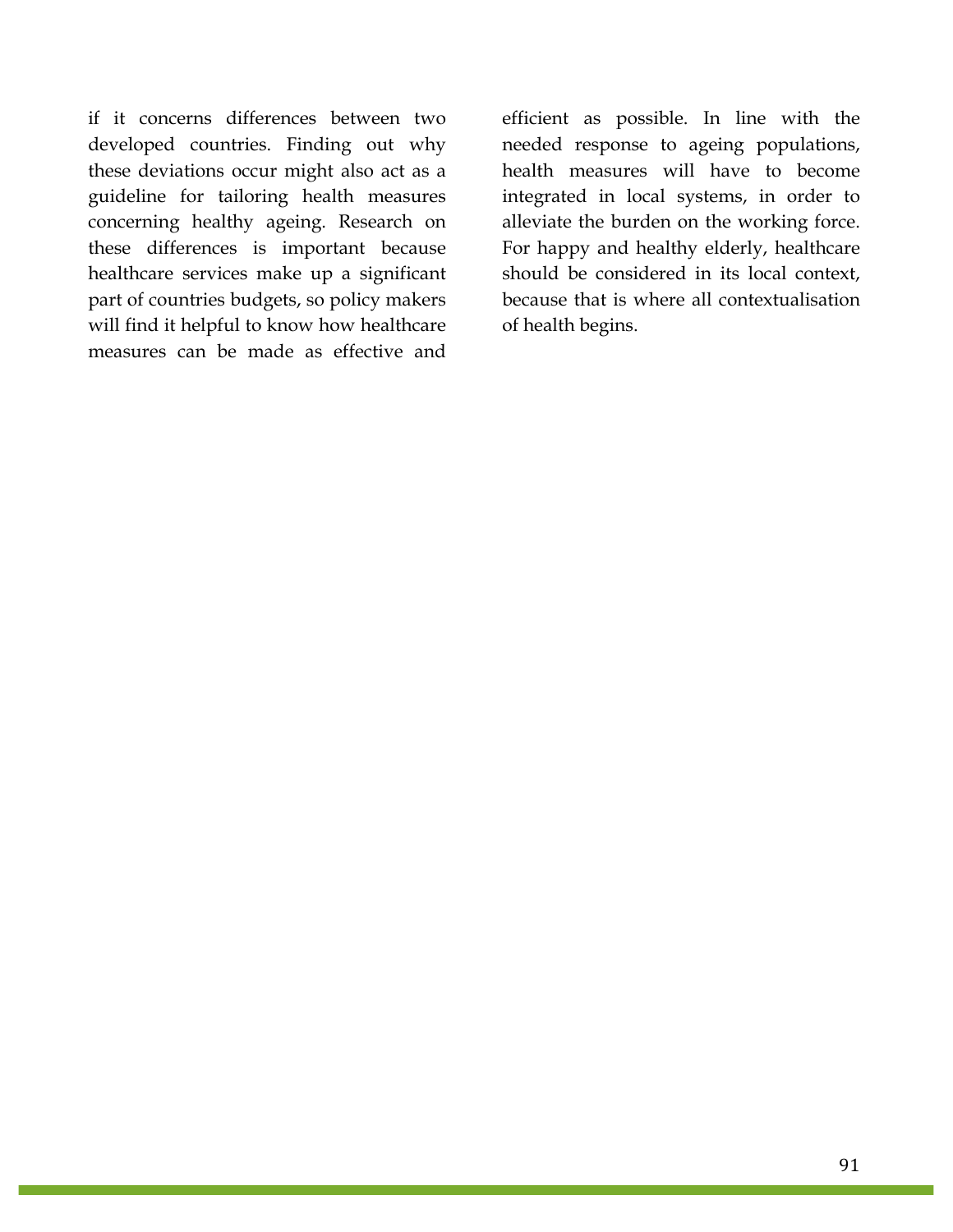if it concerns differences between two developed countries. Finding out why these deviations occur might also act as a guideline for tailoring health measures concerning healthy ageing. Research on these differences is important because healthcare services make up a significant part of countries budgets, so policy makers will find it helpful to know how healthcare measures can be made as effective and efficient as possible. In line with the needed response to ageing populations, health measures will have to become integrated in local systems, in order to alleviate the burden on the working force. For happy and healthy elderly, healthcare should be considered in its local context, because that is where all contextualisation of health begins.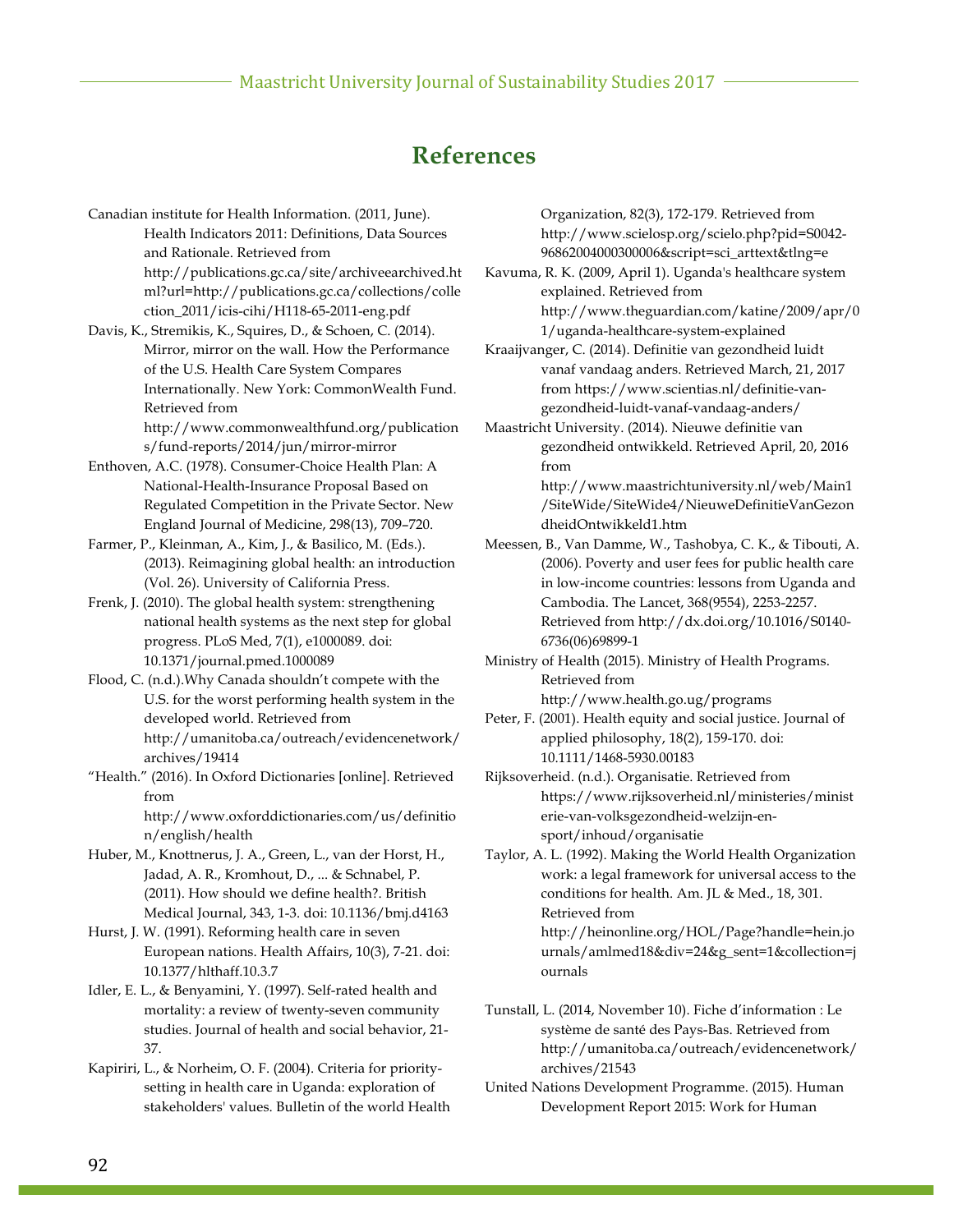# References

Canadian institute for Health Information. (2011, June). Health Indicators 2011: Definitions, Data Sources and Rationale. Retrieved from http://publications.gc.ca/site/archivearchived.html?url=http://publications.gc.ca/collections/collection_2011/icis-cihi/H118-65-2011-eng.pdf

Davis, K., Stremikis, K., Squires, D., & Schoen, C. (2014). Mirror, mirror on the wall. How the Performance of the U.S. Health Care System Compares Internationally. New York: CommonWealth Fund. Retrieved from http://www.commonwealthfund.org/publications/fund-reports/2014/jun/mirror-mirror

Enthoven, A.C. (1978). Consumer-Choice Health Plan: A National-Health-Insurance Proposal Based on Regulated Competition in the Private Sector. New England Journal of Medicine, 298(13), 709–720.

Farmer, P., Kleinman, A., Kim, J., & Basilico, M. (Eds.). (2013). Reimagining global health: an introduction (Vol. 26). University of California Press.

Frenk, J. (2010). The global health system: strengthening national health systems as the next step for global progress. PLoS Med, 7(1), e1000089. doi: 10.1371/journal.pmed.1000089

Flood, C. (n.d.).Why Canada shouldn't compete with the U.S. for the worst performing health system in the developed world. Retrieved from http://umanitoba.ca/outreach/evidencenetwork/archives/19414

"Health." (2016). In Oxford Dictionaries [online]. Retrieved from http://www.oxforddictionaries.com/us/definition/english/health

Huber, M., Knottnerus, J. A., Green, L., van der Horst, H., Jadad, A. R., Kromhout, D., ... & Schnabel, P. (2011). How should we define health?. British Medical Journal, 343, 1-3. doi: 10.1136/bmj.d4163

Hurst, J. W. (1991). Reforming health care in seven European nations. Health Affairs, 10(3), 7-21. doi: 10.1377/hlthaff.10.3.7

Idler, E. L., & Benyamini, Y. (1997). Self-rated health and mortality: a review of twenty-seven community studies. Journal of health and social behavior, 21-37.

Kapiriri, L., & Norheim, O. F. (2004). Criteria for priority-setting in health care in Uganda: exploration of stakeholders' values. Bulletin of the world Health Organization, 82(3), 172-179. Retrieved from http://www.scielosp.org/scielo.php?pid=S0042-96862004000300006&script=sci_arttext&tlng=e

Kavuma, R. K. (2009, April 1). Uganda's healthcare system explained. Retrieved from http://www.theguardian.com/katine/2009/apr/01/uganda-healthcare-system-explained

Kraaijvanger, C. (2014). Definitie van gezondheid luidt vanaf vandaag anders. Retrieved March, 21, 2017 from https://www.scientias.nl/definitie-van-gezondheid-luidt-vanaf-vandaag-anders/

Maastricht University. (2014). Nieuwe definitie van gezondheid ontwikkeld. Retrieved April, 20, 2016 from http://www.maastrichtuniversity.nl/web/Main1/SiteWide/SiteWide4/NieuweDefinitieVanGezondheidOntwikkeld1.htm

Meessen, B., Van Damme, W., Tashobya, C. K., & Tibouti, A. (2006). Poverty and user fees for public health care in low-income countries: lessons from Uganda and Cambodia. The Lancet, 368(9554), 2253-2257. Retrieved from http://dx.doi.org/10.1016/S0140-6736(06)69899-1

Ministry of Health (2015). Ministry of Health Programs. Retrieved from http://www.health.go.ug/programs

Peter, F. (2001). Health equity and social justice. Journal of applied philosophy, 18(2), 159-170. doi: 10.1111/1468-5930.00183

Rijksoverheid. (n.d.). Organisatie. Retrieved from https://www.rijksoverheid.nl/ministeries/ministerie-van-volksgezondheid-welzijn-en-sport/inhoud/organisatie

Taylor, A. L. (1992). Making the World Health Organization work: a legal framework for universal access to the conditions for health. Am. JL & Med., 18, 301. Retrieved from http://heinonline.org/HOL/Page?handle=hein.journals/amlmed18&div=24&g_sent=1&collection=journals

Tunstall, L. (2014, November 10). Fiche d'information : Le système de santé des Pays-Bas. Retrieved from http://umanitoba.ca/outreach/evidencenetwork/archives/21543

United Nations Development Programme. (2015). Human Development Report 2015: Work for Human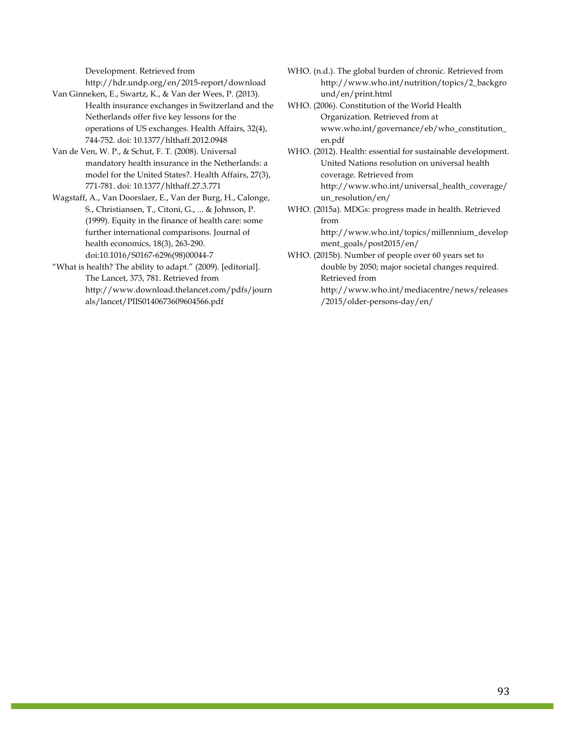Development. Retrieved from http://hdr.undp.org/en/2015-report/download

Van Ginneken, E., Swartz, K., & Van der Wees, P. (2013). Health insurance exchanges in Switzerland and the Netherlands offer five key lessons for the operations of US exchanges. Health Affairs, 32(4), 744-752. doi: 10.1377/hlthaff.2012.0948

Van de Ven, W. P., & Schut, F. T. (2008). Universal mandatory health insurance in the Netherlands: a model for the United States?. Health Affairs, 27(3), 771-781. doi: 10.1377/hlthaff.27.3.771

Wagstaff, A., Van Doorslaer, E., Van der Burg, H., Calonge, S., Christiansen, T., Citoni, G., ... & Johnson, P. (1999). Equity in the finance of health care: some further international comparisons. Journal of health economics, 18(3), 263-290. doi:10.1016/S0167-6296(98)00044-7

"What is health? The ability to adapt." (2009). [editorial]. The Lancet, 373, 781. Retrieved from http://www.download.thelancet.com/pdfs/journals/lancet/PIIS0140673609604566.pdf

WHO. (n.d.). The global burden of chronic. Retrieved from http://www.who.int/nutrition/topics/2_background/en/print.html

WHO. (2006). Constitution of the World Health Organization. Retrieved from at www.who.int/governance/eb/who_constitution_en.pdf

WHO. (2012). Health: essential for sustainable development. United Nations resolution on universal health coverage. Retrieved from http://www.who.int/universal_health_coverage/un_resolution/en/

WHO. (2015a). MDGs: progress made in health. Retrieved from http://www.who.int/topics/millennium_development_goals/post2015/en/

WHO. (2015b). Number of people over 60 years set to double by 2050; major societal changes required. Retrieved from http://www.who.int/mediacentre/news/releases/2015/older-persons-day/en/